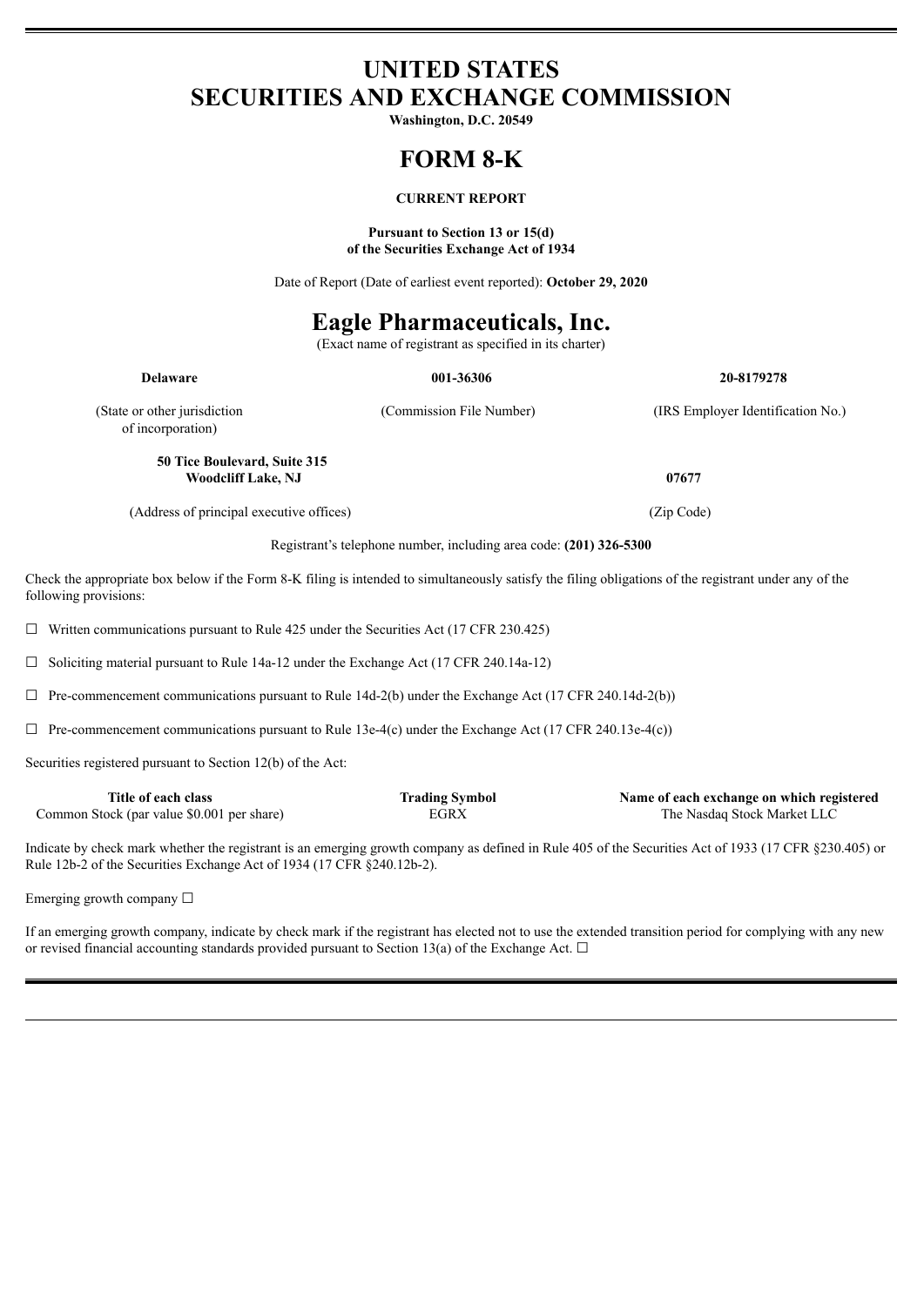# UNITED STATES
# SECURITIES AND EXCHANGE COMMISSION

**Washington, D.C. 20549**

# FORM 8-K

**CURRENT REPORT**

**Pursuant to Section 13 or 15(d)**
**of the Securities Exchange Act of 1934**

Date of Report (Date of earliest event reported): **October 29, 2020**

# Eagle Pharmaceuticals, Inc.

(Exact name of registrant as specified in its charter)

| | | |
|---|---|---|
| **Delaware** | **001-36306** | **20-8179278** |
| (State or other jurisdiction of incorporation) | (Commission File Number) | (IRS Employer Identification No.) |

| | |
|---|---|
| **50 Tice Boulevard, Suite 315**<br>**Woodcliff Lake, NJ** | **07677** |
| (Address of principal executive offices) | (Zip Code) |

Registrant's telephone number, including area code: **(201) 326-5300**

Check the appropriate box below if the Form 8-K filing is intended to simultaneously satisfy the filing obligations of the registrant under any of the following provisions:

☐ Written communications pursuant to Rule 425 under the Securities Act (17 CFR 230.425)

☐ Soliciting material pursuant to Rule 14a-12 under the Exchange Act (17 CFR 240.14a-12)

☐ Pre-commencement communications pursuant to Rule 14d-2(b) under the Exchange Act (17 CFR 240.14d-2(b))

☐ Pre-commencement communications pursuant to Rule 13e-4(c) under the Exchange Act (17 CFR 240.13e-4(c))

Securities registered pursuant to Section 12(b) of the Act:

| Title of each class | Trading Symbol | Name of each exchange on which registered |
|---|---|---|
| Common Stock (par value $0.001 per share) | EGRX | The Nasdaq Stock Market LLC |

Indicate by check mark whether the registrant is an emerging growth company as defined in Rule 405 of the Securities Act of 1933 (17 CFR §230.405) or Rule 12b-2 of the Securities Exchange Act of 1934 (17 CFR §240.12b-2).

Emerging growth company ☐

If an emerging growth company, indicate by check mark if the registrant has elected not to use the extended transition period for complying with any new or revised financial accounting standards provided pursuant to Section 13(a) of the Exchange Act. ☐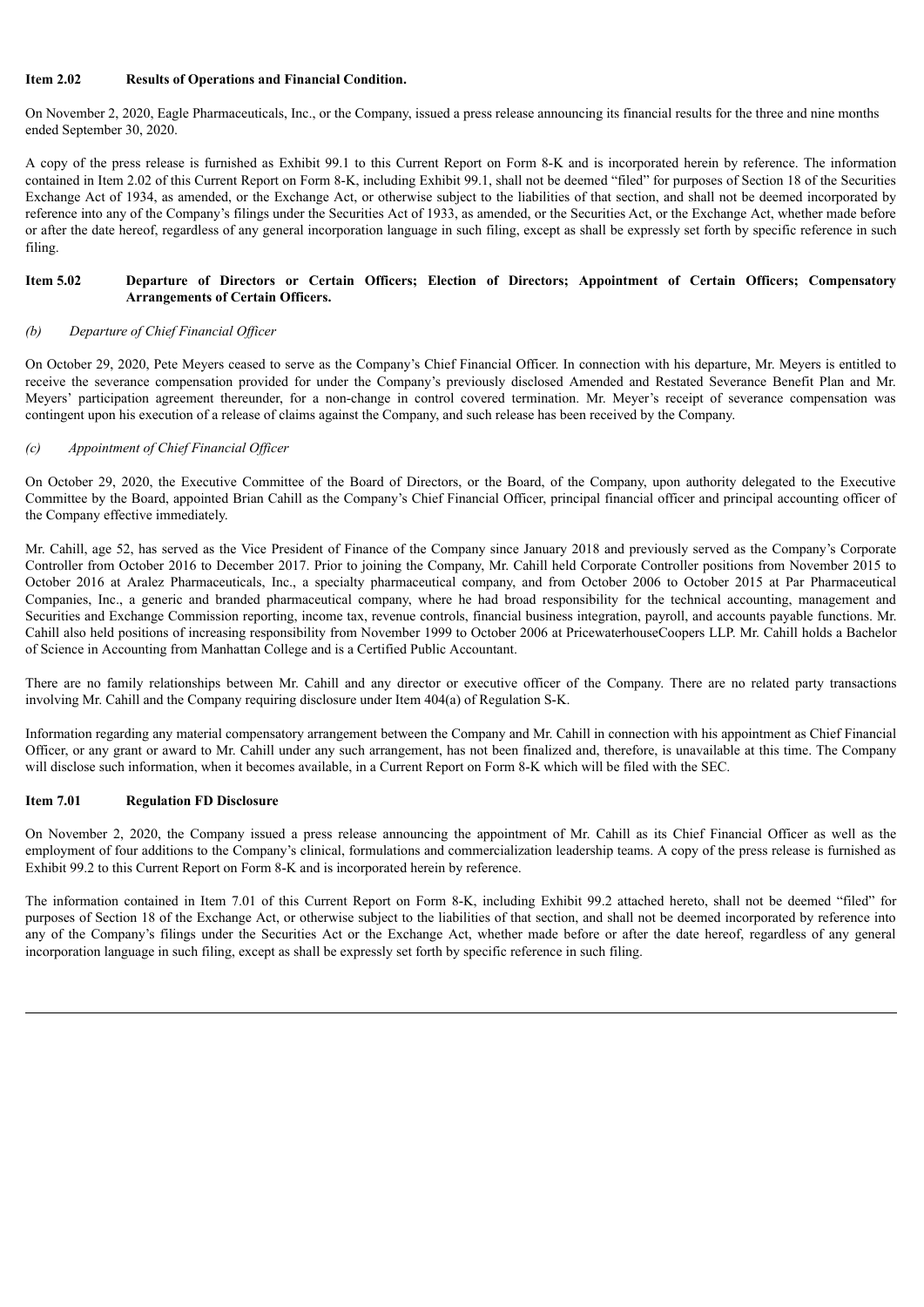**Item 2.02 Results of Operations and Financial Condition.**

On November 2, 2020, Eagle Pharmaceuticals, Inc., or the Company, issued a press release announcing its financial results for the three and nine months ended September 30, 2020.

A copy of the press release is furnished as Exhibit 99.1 to this Current Report on Form 8-K and is incorporated herein by reference. The information contained in Item 2.02 of this Current Report on Form 8-K, including Exhibit 99.1, shall not be deemed "filed" for purposes of Section 18 of the Securities Exchange Act of 1934, as amended, or the Exchange Act, or otherwise subject to the liabilities of that section, and shall not be deemed incorporated by reference into any of the Company's filings under the Securities Act of 1933, as amended, or the Securities Act, or the Exchange Act, whether made before or after the date hereof, regardless of any general incorporation language in such filing, except as shall be expressly set forth by specific reference in such filing.

**Item 5.02 Departure of Directors or Certain Officers; Election of Directors; Appointment of Certain Officers; Compensatory Arrangements of Certain Officers.**

*(b) Departure of Chief Financial Officer*

On October 29, 2020, Pete Meyers ceased to serve as the Company's Chief Financial Officer. In connection with his departure, Mr. Meyers is entitled to receive the severance compensation provided for under the Company's previously disclosed Amended and Restated Severance Benefit Plan and Mr. Meyers' participation agreement thereunder, for a non-change in control covered termination. Mr. Meyer's receipt of severance compensation was contingent upon his execution of a release of claims against the Company, and such release has been received by the Company.

*(c) Appointment of Chief Financial Officer*

On October 29, 2020, the Executive Committee of the Board of Directors, or the Board, of the Company, upon authority delegated to the Executive Committee by the Board, appointed Brian Cahill as the Company's Chief Financial Officer, principal financial officer and principal accounting officer of the Company effective immediately.

Mr. Cahill, age 52, has served as the Vice President of Finance of the Company since January 2018 and previously served as the Company's Corporate Controller from October 2016 to December 2017. Prior to joining the Company, Mr. Cahill held Corporate Controller positions from November 2015 to October 2016 at Aralez Pharmaceuticals, Inc., a specialty pharmaceutical company, and from October 2006 to October 2015 at Par Pharmaceutical Companies, Inc., a generic and branded pharmaceutical company, where he had broad responsibility for the technical accounting, management and Securities and Exchange Commission reporting, income tax, revenue controls, financial business integration, payroll, and accounts payable functions. Mr. Cahill also held positions of increasing responsibility from November 1999 to October 2006 at PricewaterhouseCoopers LLP. Mr. Cahill holds a Bachelor of Science in Accounting from Manhattan College and is a Certified Public Accountant.

There are no family relationships between Mr. Cahill and any director or executive officer of the Company. There are no related party transactions involving Mr. Cahill and the Company requiring disclosure under Item 404(a) of Regulation S-K.

Information regarding any material compensatory arrangement between the Company and Mr. Cahill in connection with his appointment as Chief Financial Officer, or any grant or award to Mr. Cahill under any such arrangement, has not been finalized and, therefore, is unavailable at this time. The Company will disclose such information, when it becomes available, in a Current Report on Form 8-K which will be filed with the SEC.

**Item 7.01 Regulation FD Disclosure**

On November 2, 2020, the Company issued a press release announcing the appointment of Mr. Cahill as its Chief Financial Officer as well as the employment of four additions to the Company's clinical, formulations and commercialization leadership teams. A copy of the press release is furnished as Exhibit 99.2 to this Current Report on Form 8-K and is incorporated herein by reference.

The information contained in Item 7.01 of this Current Report on Form 8-K, including Exhibit 99.2 attached hereto, shall not be deemed "filed" for purposes of Section 18 of the Exchange Act, or otherwise subject to the liabilities of that section, and shall not be deemed incorporated by reference into any of the Company's filings under the Securities Act or the Exchange Act, whether made before or after the date hereof, regardless of any general incorporation language in such filing, except as shall be expressly set forth by specific reference in such filing.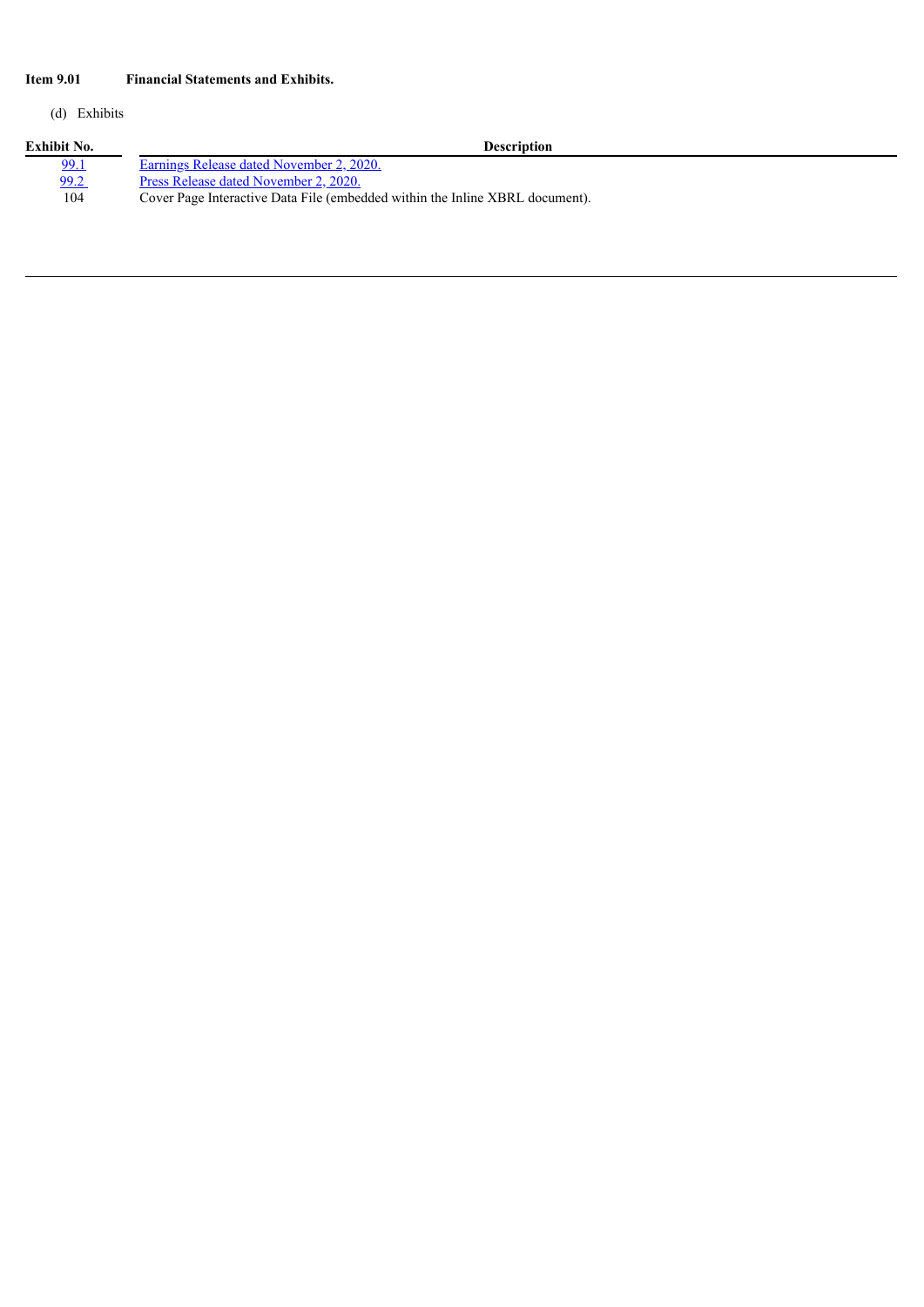**Item 9.01 Financial Statements and Exhibits.**

(d) Exhibits

| Exhibit No. | Description |
|---|---|
| 99.1 | Earnings Release dated November 2, 2020. |
| 99.2 | Press Release dated November 2, 2020. |
| 104 | Cover Page Interactive Data File (embedded within the Inline XBRL document). |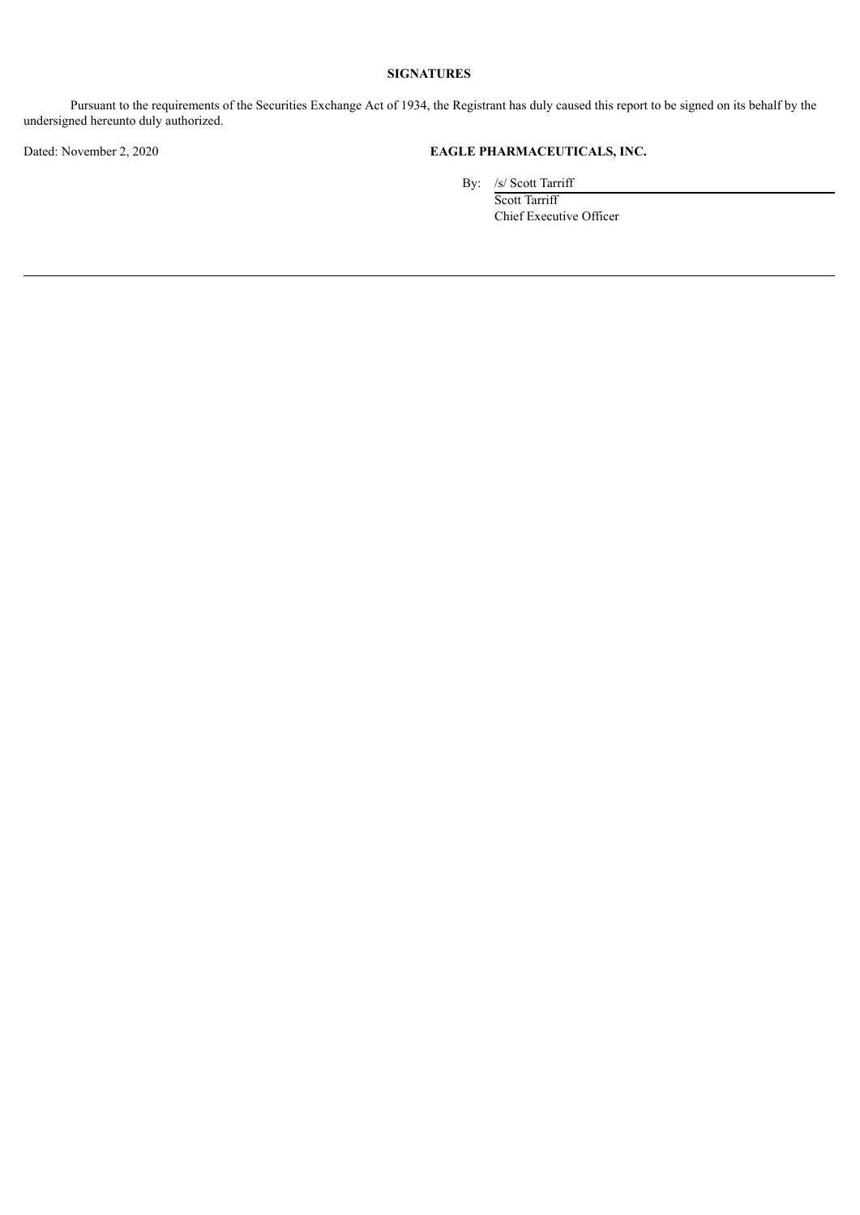**SIGNATURES**

Pursuant to the requirements of the Securities Exchange Act of 1934, the Registrant has duly caused this report to be signed on its behalf by the undersigned hereunto duly authorized.

Dated: November 2, 2020

**EAGLE PHARMACEUTICALS, INC.**

By: /s/ Scott Tarriff

Scott Tarriff
Chief Executive Officer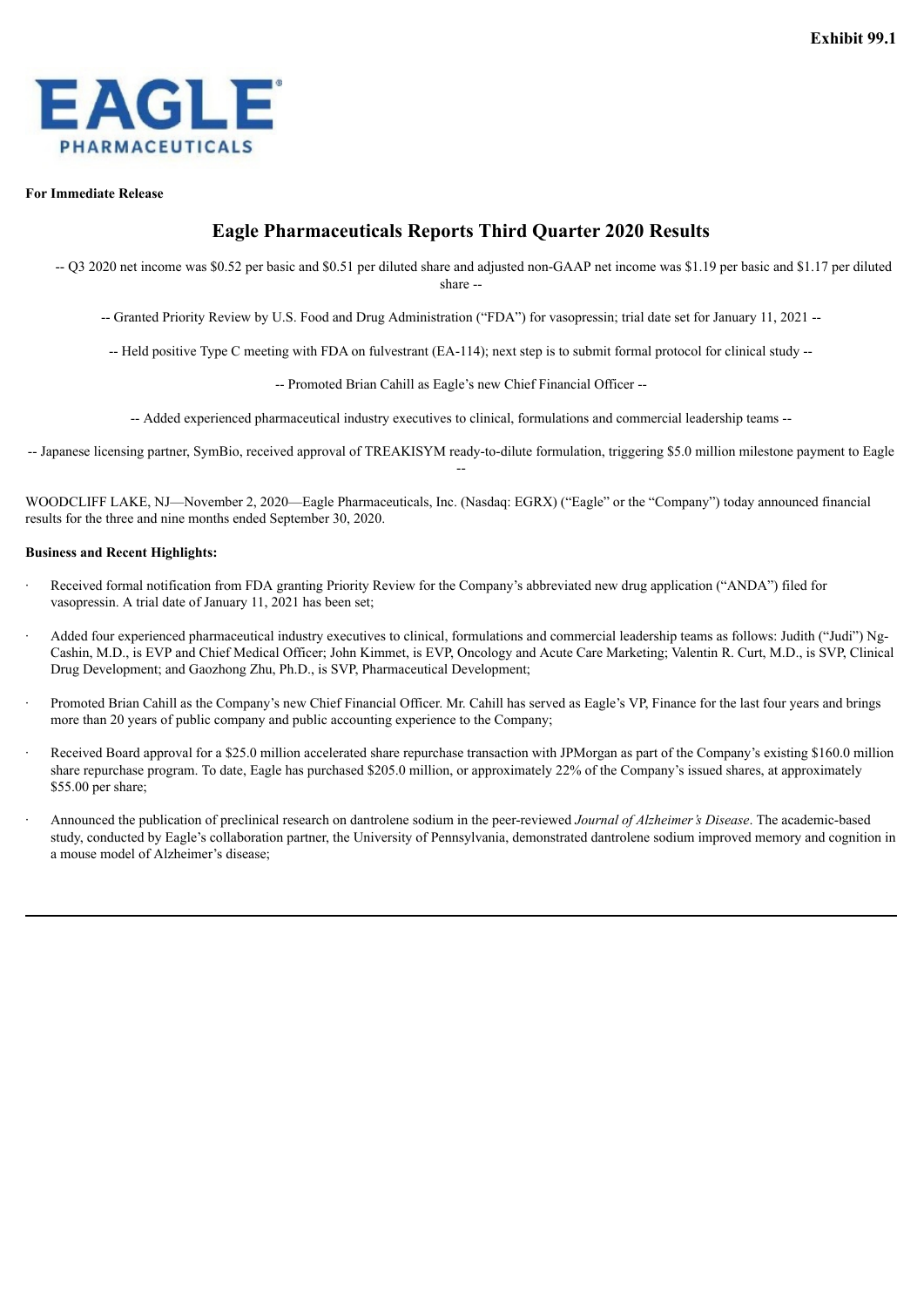**Exhibit 99.1**

EAGLE PHARMACEUTICALS

**For Immediate Release**

# Eagle Pharmaceuticals Reports Third Quarter 2020 Results

-- Q3 2020 net income was $0.52 per basic and $0.51 per diluted share and adjusted non-GAAP net income was $1.19 per basic and $1.17 per diluted share --

-- Granted Priority Review by U.S. Food and Drug Administration ("FDA") for vasopressin; trial date set for January 11, 2021 --

-- Held positive Type C meeting with FDA on fulvestrant (EA-114); next step is to submit formal protocol for clinical study --

-- Promoted Brian Cahill as Eagle's new Chief Financial Officer --

-- Added experienced pharmaceutical industry executives to clinical, formulations and commercial leadership teams --

-- Japanese licensing partner, SymBio, received approval of TREAKISYM ready-to-dilute formulation, triggering $5.0 million milestone payment to Eagle --

WOODCLIFF LAKE, NJ—November 2, 2020—Eagle Pharmaceuticals, Inc. (Nasdaq: EGRX) ("Eagle" or the "Company") today announced financial results for the three and nine months ended September 30, 2020.

**Business and Recent Highlights:**

- Received formal notification from FDA granting Priority Review for the Company's abbreviated new drug application ("ANDA") filed for vasopressin. A trial date of January 11, 2021 has been set;

- Added four experienced pharmaceutical industry executives to clinical, formulations and commercial leadership teams as follows: Judith ("Judi") Ng-Cashin, M.D., is EVP and Chief Medical Officer; John Kimmet, is EVP, Oncology and Acute Care Marketing; Valentin R. Curt, M.D., is SVP, Clinical Drug Development; and Gaozhong Zhu, Ph.D., is SVP, Pharmaceutical Development;

- Promoted Brian Cahill as the Company's new Chief Financial Officer. Mr. Cahill has served as Eagle's VP, Finance for the last four years and brings more than 20 years of public company and public accounting experience to the Company;

- Received Board approval for a $25.0 million accelerated share repurchase transaction with JPMorgan as part of the Company's existing $160.0 million share repurchase program. To date, Eagle has purchased $205.0 million, or approximately 22% of the Company's issued shares, at approximately $55.00 per share;

- Announced the publication of preclinical research on dantrolene sodium in the peer-reviewed *Journal of Alzheimer's Disease*. The academic-based study, conducted by Eagle's collaboration partner, the University of Pennsylvania, demonstrated dantrolene sodium improved memory and cognition in a mouse model of Alzheimer's disease;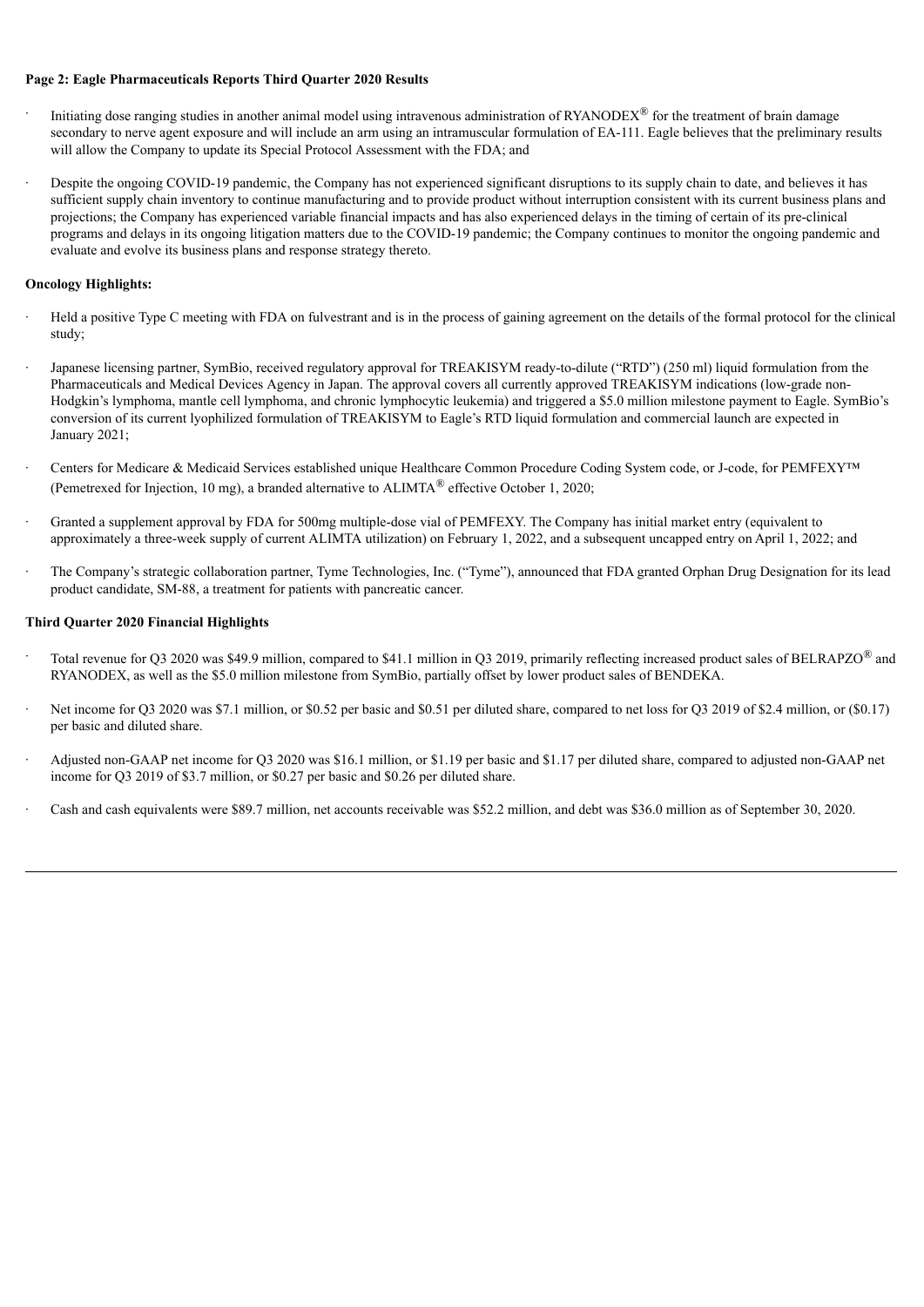**Page 2: Eagle Pharmaceuticals Reports Third Quarter 2020 Results**

- Initiating dose ranging studies in another animal model using intravenous administration of RYANODEX® for the treatment of brain damage secondary to nerve agent exposure and will include an arm using an intramuscular formulation of EA-111. Eagle believes that the preliminary results will allow the Company to update its Special Protocol Assessment with the FDA; and
- Despite the ongoing COVID-19 pandemic, the Company has not experienced significant disruptions to its supply chain to date, and believes it has sufficient supply chain inventory to continue manufacturing and to provide product without interruption consistent with its current business plans and projections; the Company has experienced variable financial impacts and has also experienced delays in the timing of certain of its pre-clinical programs and delays in its ongoing litigation matters due to the COVID-19 pandemic; the Company continues to monitor the ongoing pandemic and evaluate and evolve its business plans and response strategy thereto.

**Oncology Highlights:**

- Held a positive Type C meeting with FDA on fulvestrant and is in the process of gaining agreement on the details of the formal protocol for the clinical study;
- Japanese licensing partner, SymBio, received regulatory approval for TREAKISYM ready-to-dilute ("RTD") (250 ml) liquid formulation from the Pharmaceuticals and Medical Devices Agency in Japan. The approval covers all currently approved TREAKISYM indications (low-grade non-Hodgkin's lymphoma, mantle cell lymphoma, and chronic lymphocytic leukemia) and triggered a $5.0 million milestone payment to Eagle. SymBio's conversion of its current lyophilized formulation of TREAKISYM to Eagle's RTD liquid formulation and commercial launch are expected in January 2021;
- Centers for Medicare & Medicaid Services established unique Healthcare Common Procedure Coding System code, or J-code, for PEMFEXY™ (Pemetrexed for Injection, 10 mg), a branded alternative to ALIMTA® effective October 1, 2020;
- Granted a supplement approval by FDA for 500mg multiple-dose vial of PEMFEXY. The Company has initial market entry (equivalent to approximately a three-week supply of current ALIMTA utilization) on February 1, 2022, and a subsequent uncapped entry on April 1, 2022; and
- The Company's strategic collaboration partner, Tyme Technologies, Inc. ("Tyme"), announced that FDA granted Orphan Drug Designation for its lead product candidate, SM-88, a treatment for patients with pancreatic cancer.

**Third Quarter 2020 Financial Highlights**

- Total revenue for Q3 2020 was $49.9 million, compared to $41.1 million in Q3 2019, primarily reflecting increased product sales of BELRAPZO® and RYANODEX, as well as the $5.0 million milestone from SymBio, partially offset by lower product sales of BENDEKA.
- Net income for Q3 2020 was $7.1 million, or $0.52 per basic and $0.51 per diluted share, compared to net loss for Q3 2019 of $2.4 million, or ($0.17) per basic and diluted share.
- Adjusted non-GAAP net income for Q3 2020 was $16.1 million, or $1.19 per basic and $1.17 per diluted share, compared to adjusted non-GAAP net income for Q3 2019 of $3.7 million, or $0.27 per basic and $0.26 per diluted share.
- Cash and cash equivalents were $89.7 million, net accounts receivable was $52.2 million, and debt was $36.0 million as of September 30, 2020.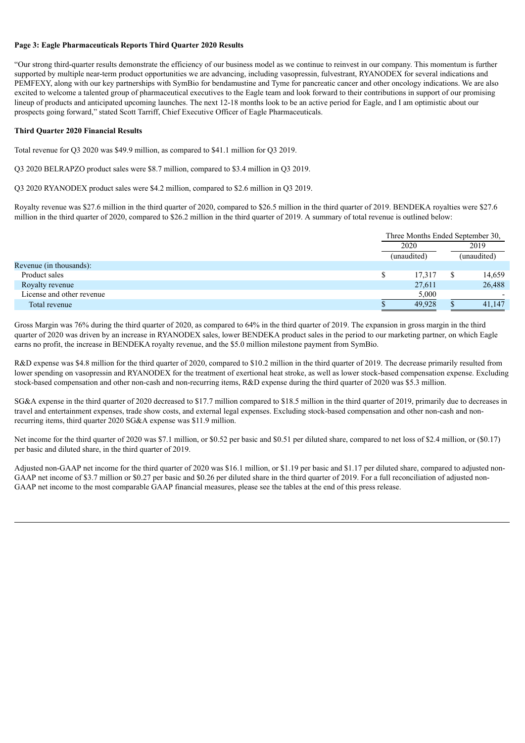**Page 3: Eagle Pharmaceuticals Reports Third Quarter 2020 Results**

"Our strong third-quarter results demonstrate the efficiency of our business model as we continue to reinvest in our company. This momentum is further supported by multiple near-term product opportunities we are advancing, including vasopressin, fulvestrant, RYANODEX for several indications and PEMFEXY, along with our key partnerships with SymBio for bendamustine and Tyme for pancreatic cancer and other oncology indications. We are also excited to welcome a talented group of pharmaceutical executives to the Eagle team and look forward to their contributions in support of our promising lineup of products and anticipated upcoming launches. The next 12-18 months look to be an active period for Eagle, and I am optimistic about our prospects going forward," stated Scott Tarriff, Chief Executive Officer of Eagle Pharmaceuticals.

**Third Quarter 2020 Financial Results**

Total revenue for Q3 2020 was $49.9 million, as compared to $41.1 million for Q3 2019.

Q3 2020 BELRAPZO product sales were $8.7 million, compared to $3.4 million in Q3 2019.

Q3 2020 RYANODEX product sales were $4.2 million, compared to $2.6 million in Q3 2019.

Royalty revenue was $27.6 million in the third quarter of 2020, compared to $26.5 million in the third quarter of 2019. BENDEKA royalties were $27.6 million in the third quarter of 2020, compared to $26.2 million in the third quarter of 2019. A summary of total revenue is outlined below:

| | Three Months Ended September 30, | |
|---|---|---|
| | 2020 | 2019 |
| | (unaudited) | (unaudited) |
| Revenue (in thousands): | | |
| Product sales | $ 17,317 | $ 14,659 |
| Royalty revenue | 27,611 | 26,488 |
| License and other revenue | 5,000 | - |
| Total revenue | $ 49,928 | $ 41,147 |

Gross Margin was 76% during the third quarter of 2020, as compared to 64% in the third quarter of 2019. The expansion in gross margin in the third quarter of 2020 was driven by an increase in RYANODEX sales, lower BENDEKA product sales in the period to our marketing partner, on which Eagle earns no profit, the increase in BENDEKA royalty revenue, and the $5.0 million milestone payment from SymBio.

R&D expense was $4.8 million for the third quarter of 2020, compared to $10.2 million in the third quarter of 2019. The decrease primarily resulted from lower spending on vasopressin and RYANODEX for the treatment of exertional heat stroke, as well as lower stock-based compensation expense. Excluding stock-based compensation and other non-cash and non-recurring items, R&D expense during the third quarter of 2020 was $5.3 million.

SG&A expense in the third quarter of 2020 decreased to $17.7 million compared to $18.5 million in the third quarter of 2019, primarily due to decreases in travel and entertainment expenses, trade show costs, and external legal expenses. Excluding stock-based compensation and other non-cash and non-recurring items, third quarter 2020 SG&A expense was $11.9 million.

Net income for the third quarter of 2020 was $7.1 million, or $0.52 per basic and $0.51 per diluted share, compared to net loss of $2.4 million, or ($0.17) per basic and diluted share, in the third quarter of 2019.

Adjusted non-GAAP net income for the third quarter of 2020 was $16.1 million, or $1.19 per basic and $1.17 per diluted share, compared to adjusted non-GAAP net income of $3.7 million or $0.27 per basic and $0.26 per diluted share in the third quarter of 2019. For a full reconciliation of adjusted non-GAAP net income to the most comparable GAAP financial measures, please see the tables at the end of this press release.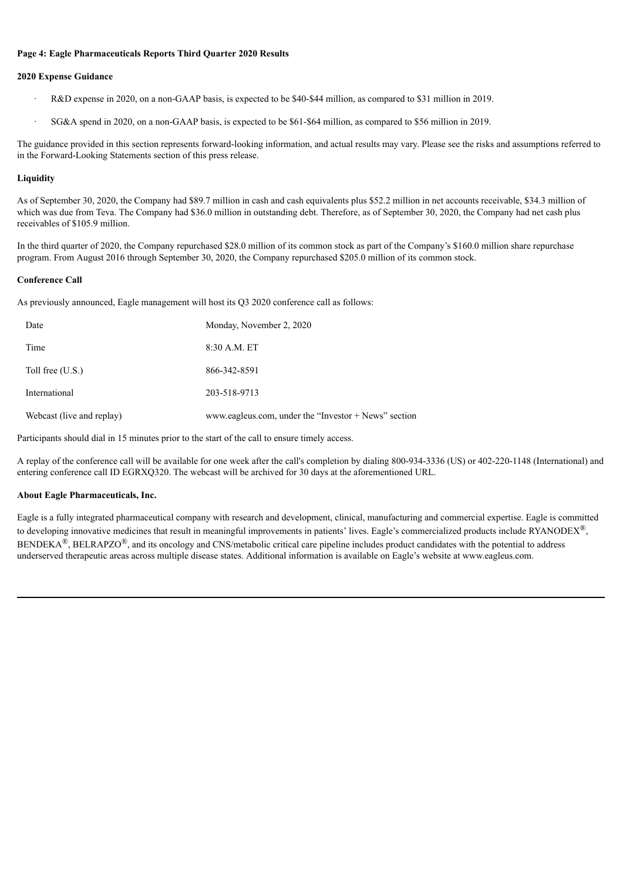**Page 4: Eagle Pharmaceuticals Reports Third Quarter 2020 Results**

**2020 Expense Guidance**

- R&D expense in 2020, on a non-GAAP basis, is expected to be $40-$44 million, as compared to $31 million in 2019.
- SG&A spend in 2020, on a non-GAAP basis, is expected to be $61-$64 million, as compared to $56 million in 2019.

The guidance provided in this section represents forward-looking information, and actual results may vary. Please see the risks and assumptions referred to in the Forward-Looking Statements section of this press release.

**Liquidity**

As of September 30, 2020, the Company had $89.7 million in cash and cash equivalents plus $52.2 million in net accounts receivable, $34.3 million of which was due from Teva. The Company had $36.0 million in outstanding debt. Therefore, as of September 30, 2020, the Company had net cash plus receivables of $105.9 million.

In the third quarter of 2020, the Company repurchased $28.0 million of its common stock as part of the Company's $160.0 million share repurchase program. From August 2016 through September 30, 2020, the Company repurchased $205.0 million of its common stock.

**Conference Call**

As previously announced, Eagle management will host its Q3 2020 conference call as follows:

| | |
|---|---|
| Date | Monday, November 2, 2020 |
| Time | 8:30 A.M. ET |
| Toll free (U.S.) | 866-342-8591 |
| International | 203-518-9713 |
| Webcast (live and replay) | www.eagleus.com, under the "Investor + News" section |

Participants should dial in 15 minutes prior to the start of the call to ensure timely access.

A replay of the conference call will be available for one week after the call's completion by dialing 800-934-3336 (US) or 402-220-1148 (International) and entering conference call ID EGRXQ320. The webcast will be archived for 30 days at the aforementioned URL.

**About Eagle Pharmaceuticals, Inc.**

Eagle is a fully integrated pharmaceutical company with research and development, clinical, manufacturing and commercial expertise. Eagle is committed to developing innovative medicines that result in meaningful improvements in patients' lives. Eagle's commercialized products include RYANODEX®, BENDEKA®, BELRAPZO®, and its oncology and CNS/metabolic critical care pipeline includes product candidates with the potential to address underserved therapeutic areas across multiple disease states. Additional information is available on Eagle's website at www.eagleus.com.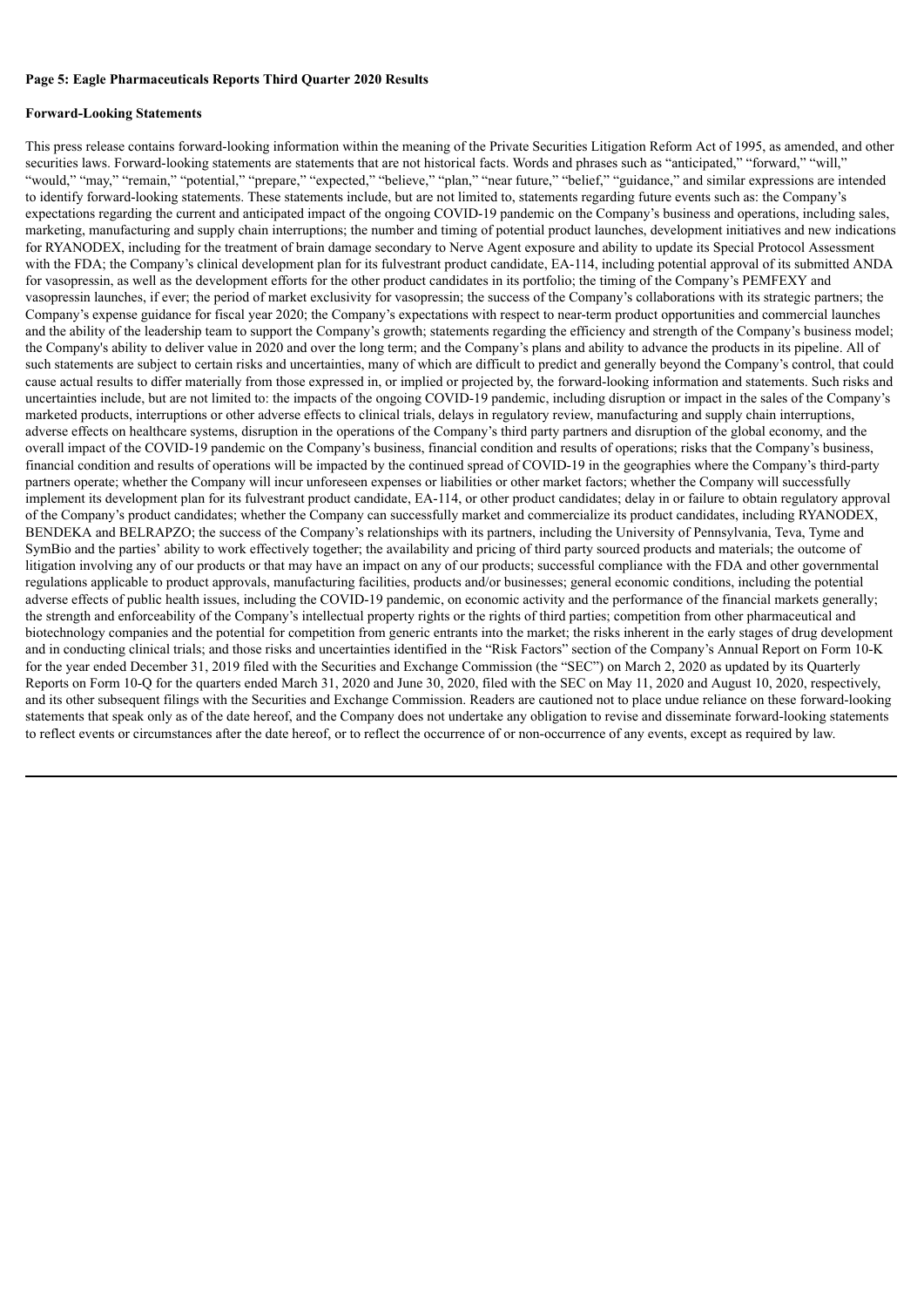**Page 5: Eagle Pharmaceuticals Reports Third Quarter 2020 Results**

**Forward-Looking Statements**

This press release contains forward-looking information within the meaning of the Private Securities Litigation Reform Act of 1995, as amended, and other securities laws. Forward-looking statements are statements that are not historical facts. Words and phrases such as "anticipated," "forward," "will," "would," "may," "remain," "potential," "prepare," "expected," "believe," "plan," "near future," "belief," "guidance," and similar expressions are intended to identify forward-looking statements. These statements include, but are not limited to, statements regarding future events such as: the Company's expectations regarding the current and anticipated impact of the ongoing COVID-19 pandemic on the Company's business and operations, including sales, marketing, manufacturing and supply chain interruptions; the number and timing of potential product launches, development initiatives and new indications for RYANODEX, including for the treatment of brain damage secondary to Nerve Agent exposure and ability to update its Special Protocol Assessment with the FDA; the Company's clinical development plan for its fulvestrant product candidate, EA-114, including potential approval of its submitted ANDA for vasopressin, as well as the development efforts for the other product candidates in its portfolio; the timing of the Company's PEMFEXY and vasopressin launches, if ever; the period of market exclusivity for vasopressin; the success of the Company's collaborations with its strategic partners; the Company's expense guidance for fiscal year 2020; the Company's expectations with respect to near-term product opportunities and commercial launches and the ability of the leadership team to support the Company's growth; statements regarding the efficiency and strength of the Company's business model; the Company's ability to deliver value in 2020 and over the long term; and the Company's plans and ability to advance the products in its pipeline. All of such statements are subject to certain risks and uncertainties, many of which are difficult to predict and generally beyond the Company's control, that could cause actual results to differ materially from those expressed in, or implied or projected by, the forward-looking information and statements. Such risks and uncertainties include, but are not limited to: the impacts of the ongoing COVID-19 pandemic, including disruption or impact in the sales of the Company's marketed products, interruptions or other adverse effects to clinical trials, delays in regulatory review, manufacturing and supply chain interruptions, adverse effects on healthcare systems, disruption in the operations of the Company's third party partners and disruption of the global economy, and the overall impact of the COVID-19 pandemic on the Company's business, financial condition and results of operations; risks that the Company's business, financial condition and results of operations will be impacted by the continued spread of COVID-19 in the geographies where the Company's third-party partners operate; whether the Company will incur unforeseen expenses or liabilities or other market factors; whether the Company will successfully implement its development plan for its fulvestrant product candidate, EA-114, or other product candidates; delay in or failure to obtain regulatory approval of the Company's product candidates; whether the Company can successfully market and commercialize its product candidates, including RYANODEX, BENDEKA and BELRAPZO; the success of the Company's relationships with its partners, including the University of Pennsylvania, Teva, Tyme and SymBio and the parties' ability to work effectively together; the availability and pricing of third party sourced products and materials; the outcome of litigation involving any of our products or that may have an impact on any of our products; successful compliance with the FDA and other governmental regulations applicable to product approvals, manufacturing facilities, products and/or businesses; general economic conditions, including the potential adverse effects of public health issues, including the COVID-19 pandemic, on economic activity and the performance of the financial markets generally; the strength and enforceability of the Company's intellectual property rights or the rights of third parties; competition from other pharmaceutical and biotechnology companies and the potential for competition from generic entrants into the market; the risks inherent in the early stages of drug development and in conducting clinical trials; and those risks and uncertainties identified in the "Risk Factors" section of the Company's Annual Report on Form 10-K for the year ended December 31, 2019 filed with the Securities and Exchange Commission (the "SEC") on March 2, 2020 as updated by its Quarterly Reports on Form 10-Q for the quarters ended March 31, 2020 and June 30, 2020, filed with the SEC on May 11, 2020 and August 10, 2020, respectively, and its other subsequent filings with the Securities and Exchange Commission. Readers are cautioned not to place undue reliance on these forward-looking statements that speak only as of the date hereof, and the Company does not undertake any obligation to revise and disseminate forward-looking statements to reflect events or circumstances after the date hereof, or to reflect the occurrence of or non-occurrence of any events, except as required by law.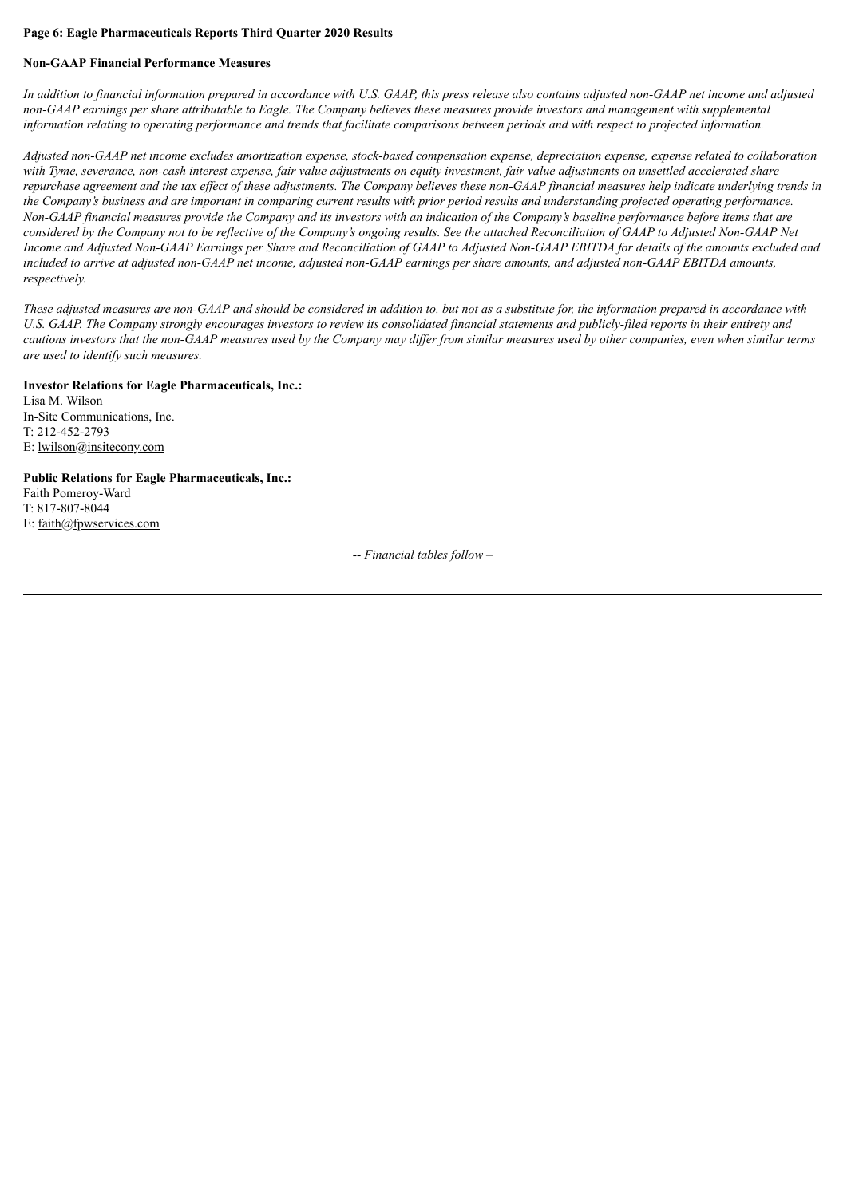**Page 6: Eagle Pharmaceuticals Reports Third Quarter 2020 Results**

**Non-GAAP Financial Performance Measures**

*In addition to financial information prepared in accordance with U.S. GAAP, this press release also contains adjusted non-GAAP net income and adjusted non-GAAP earnings per share attributable to Eagle. The Company believes these measures provide investors and management with supplemental information relating to operating performance and trends that facilitate comparisons between periods and with respect to projected information.*

*Adjusted non-GAAP net income excludes amortization expense, stock-based compensation expense, depreciation expense, expense related to collaboration with Tyme, severance, non-cash interest expense, fair value adjustments on equity investment, fair value adjustments on unsettled accelerated share repurchase agreement and the tax effect of these adjustments. The Company believes these non-GAAP financial measures help indicate underlying trends in the Company's business and are important in comparing current results with prior period results and understanding projected operating performance. Non-GAAP financial measures provide the Company and its investors with an indication of the Company's baseline performance before items that are considered by the Company not to be reflective of the Company's ongoing results. See the attached Reconciliation of GAAP to Adjusted Non-GAAP Net Income and Adjusted Non-GAAP Earnings per Share and Reconciliation of GAAP to Adjusted Non-GAAP EBITDA for details of the amounts excluded and included to arrive at adjusted non-GAAP net income, adjusted non-GAAP earnings per share amounts, and adjusted non-GAAP EBITDA amounts, respectively.*

*These adjusted measures are non-GAAP and should be considered in addition to, but not as a substitute for, the information prepared in accordance with U.S. GAAP. The Company strongly encourages investors to review its consolidated financial statements and publicly-filed reports in their entirety and cautions investors that the non-GAAP measures used by the Company may differ from similar measures used by other companies, even when similar terms are used to identify such measures.*

**Investor Relations for Eagle Pharmaceuticals, Inc.:**
Lisa M. Wilson
In-Site Communications, Inc.
T: 212-452-2793
E: lwilson@insitecony.com

**Public Relations for Eagle Pharmaceuticals, Inc.:**
Faith Pomeroy-Ward
T: 817-807-8044
E: faith@fpwservices.com

*-- Financial tables follow –*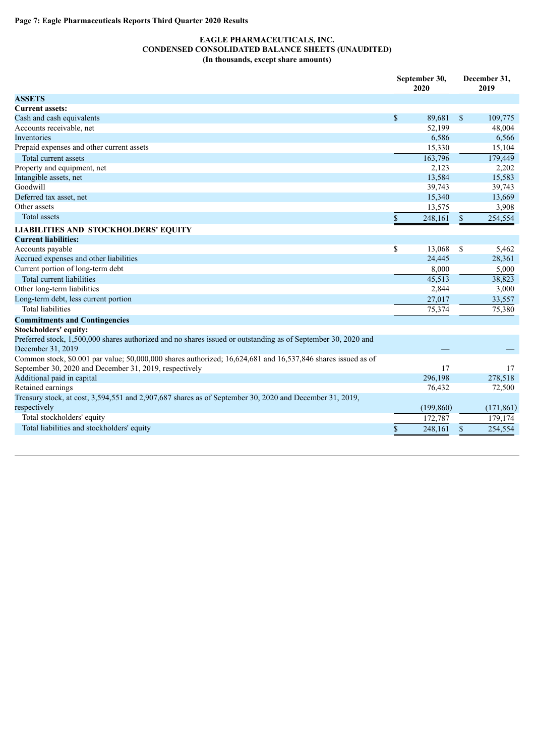**Page 7: Eagle Pharmaceuticals Reports Third Quarter 2020 Results**

**EAGLE PHARMACEUTICALS, INC.**
**CONDENSED CONSOLIDATED BALANCE SHEETS (UNAUDITED)**
**(In thousands, except share amounts)**

| | September 30, 2020 | December 31, 2019 |
|---|---|---|
| **ASSETS** | | |
| **Current assets:** | | |
| Cash and cash equivalents | $ 89,681 | $ 109,775 |
| Accounts receivable, net | 52,199 | 48,004 |
| Inventories | 6,586 | 6,566 |
| Prepaid expenses and other current assets | 15,330 | 15,104 |
| Total current assets | 163,796 | 179,449 |
| Property and equipment, net | 2,123 | 2,202 |
| Intangible assets, net | 13,584 | 15,583 |
| Goodwill | 39,743 | 39,743 |
| Deferred tax asset, net | 15,340 | 13,669 |
| Other assets | 13,575 | 3,908 |
| Total assets | $ 248,161 | $ 254,554 |
| **LIABILITIES AND STOCKHOLDERS' EQUITY** | | |
| **Current liabilities:** | | |
| Accounts payable | $ 13,068 | $ 5,462 |
| Accrued expenses and other liabilities | 24,445 | 28,361 |
| Current portion of long-term debt | 8,000 | 5,000 |
| Total current liabilities | 45,513 | 38,823 |
| Other long-term liabilities | 2,844 | 3,000 |
| Long-term debt, less current portion | 27,017 | 33,557 |
| Total liabilities | 75,374 | 75,380 |
| **Commitments and Contingencies** | | |
| **Stockholders' equity:** | | |
| Preferred stock, 1,500,000 shares authorized and no shares issued or outstanding as of September 30, 2020 and December 31, 2019 | — | — |
| Common stock, $0.001 par value; 50,000,000 shares authorized; 16,624,681 and 16,537,846 shares issued as of September 30, 2020 and December 31, 2019, respectively | 17 | 17 |
| Additional paid in capital | 296,198 | 278,518 |
| Retained earnings | 76,432 | 72,500 |
| Treasury stock, at cost, 3,594,551 and 2,907,687 shares as of September 30, 2020 and December 31, 2019, respectively | (199,860) | (171,861) |
| Total stockholders' equity | 172,787 | 179,174 |
| Total liabilities and stockholders' equity | $ 248,161 | $ 254,554 |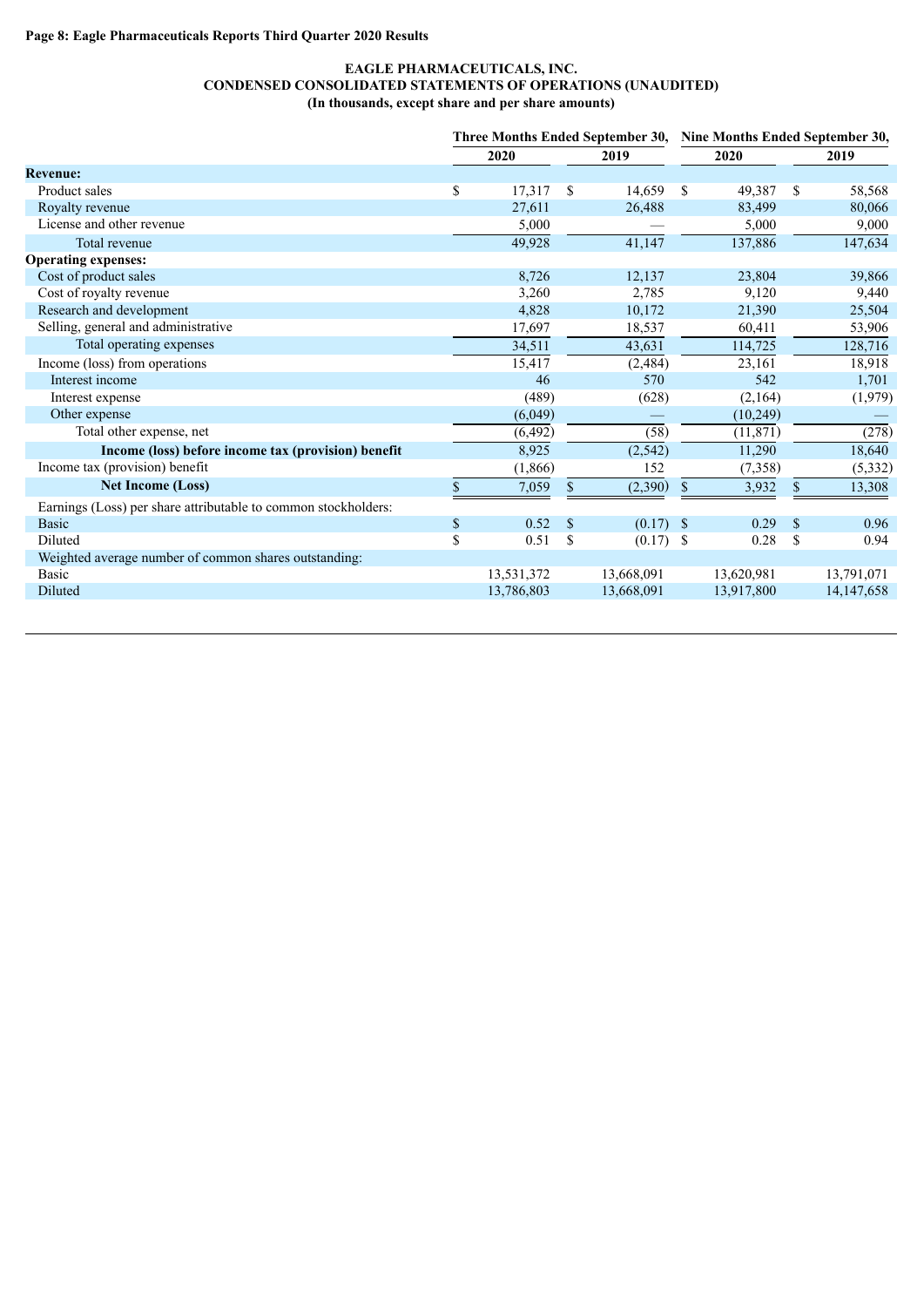# EAGLE PHARMACEUTICALS, INC.
## CONDENSED CONSOLIDATED STATEMENTS OF OPERATIONS (UNAUDITED)
### (In thousands, except share and per share amounts)

| | Three Months Ended September 30, | | Nine Months Ended September 30, | |
|---|---|---|---|---|
| | 2020 | 2019 | 2020 | 2019 |
| **Revenue:** | | | | |
| Product sales | $ 17,317 | $ 14,659 | $ 49,387 | $ 58,568 |
| Royalty revenue | 27,611 | 26,488 | 83,499 | 80,066 |
| License and other revenue | 5,000 | — | 5,000 | 9,000 |
| Total revenue | 49,928 | 41,147 | 137,886 | 147,634 |
| **Operating expenses:** | | | | |
| Cost of product sales | 8,726 | 12,137 | 23,804 | 39,866 |
| Cost of royalty revenue | 3,260 | 2,785 | 9,120 | 9,440 |
| Research and development | 4,828 | 10,172 | 21,390 | 25,504 |
| Selling, general and administrative | 17,697 | 18,537 | 60,411 | 53,906 |
| Total operating expenses | 34,511 | 43,631 | 114,725 | 128,716 |
| Income (loss) from operations | 15,417 | (2,484) | 23,161 | 18,918 |
| Interest income | 46 | 570 | 542 | 1,701 |
| Interest expense | (489) | (628) | (2,164) | (1,979) |
| Other expense | (6,049) | — | (10,249) | — |
| Total other expense, net | (6,492) | (58) | (11,871) | (278) |
| **Income (loss) before income tax (provision) benefit** | 8,925 | (2,542) | 11,290 | 18,640 |
| Income tax (provision) benefit | (1,866) | 152 | (7,358) | (5,332) |
| **Net Income (Loss)** | $ 7,059 | $ (2,390) | $ 3,932 | $ 13,308 |
| Earnings (Loss) per share attributable to common stockholders: | | | | |
| Basic | $ 0.52 | $ (0.17) | $ 0.29 | $ 0.96 |
| Diluted | $ 0.51 | $ (0.17) | $ 0.28 | $ 0.94 |
| Weighted average number of common shares outstanding: | | | | |
| Basic | 13,531,372 | 13,668,091 | 13,620,981 | 13,791,071 |
| Diluted | 13,786,803 | 13,668,091 | 13,917,800 | 14,147,658 |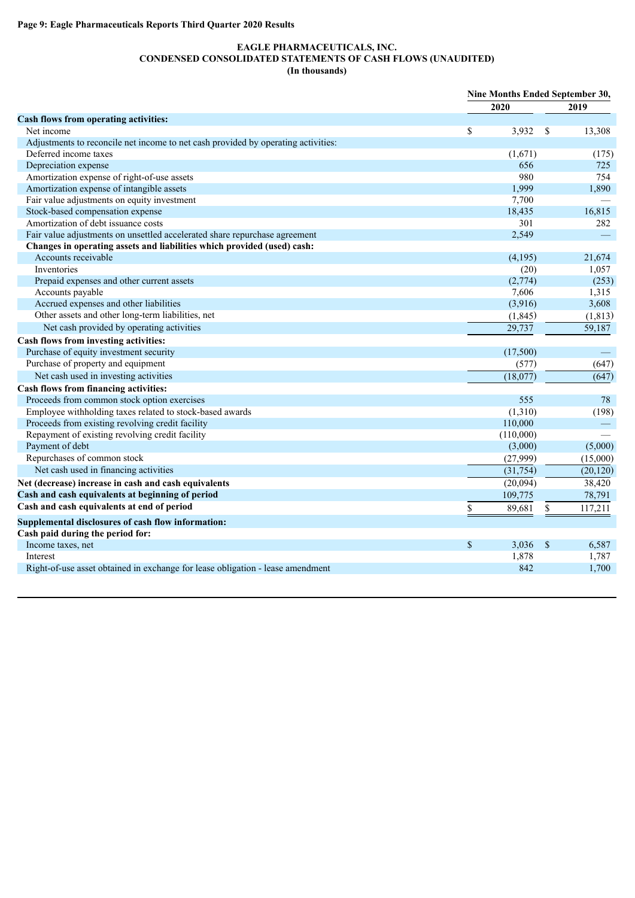**Page 9: Eagle Pharmaceuticals Reports Third Quarter 2020 Results**

**EAGLE PHARMACEUTICALS, INC.**
**CONDENSED CONSOLIDATED STATEMENTS OF CASH FLOWS (UNAUDITED)**
**(In thousands)**

| | Nine Months Ended September 30, | |
|---|---|---|
| | **2020** | **2019** |
| **Cash flows from operating activities:** | | |
| Net income | $ 3,932 | $ 13,308 |
| Adjustments to reconcile net income to net cash provided by operating activities: | | |
| Deferred income taxes | (1,671) | (175) |
| Depreciation expense | 656 | 725 |
| Amortization expense of right-of-use assets | 980 | 754 |
| Amortization expense of intangible assets | 1,999 | 1,890 |
| Fair value adjustments on equity investment | 7,700 | — |
| Stock-based compensation expense | 18,435 | 16,815 |
| Amortization of debt issuance costs | 301 | 282 |
| Fair value adjustments on unsettled accelerated share repurchase agreement | 2,549 | — |
| **Changes in operating assets and liabilities which provided (used) cash:** | | |
| Accounts receivable | (4,195) | 21,674 |
| Inventories | (20) | 1,057 |
| Prepaid expenses and other current assets | (2,774) | (253) |
| Accounts payable | 7,606 | 1,315 |
| Accrued expenses and other liabilities | (3,916) | 3,608 |
| Other assets and other long-term liabilities, net | (1,845) | (1,813) |
| Net cash provided by operating activities | 29,737 | 59,187 |
| **Cash flows from investing activities:** | | |
| Purchase of equity investment security | (17,500) | — |
| Purchase of property and equipment | (577) | (647) |
| Net cash used in investing activities | (18,077) | (647) |
| **Cash flows from financing activities:** | | |
| Proceeds from common stock option exercises | 555 | 78 |
| Employee withholding taxes related to stock-based awards | (1,310) | (198) |
| Proceeds from existing revolving credit facility | 110,000 | — |
| Repayment of existing revolving credit facility | (110,000) | — |
| Payment of debt | (3,000) | (5,000) |
| Repurchases of common stock | (27,999) | (15,000) |
| Net cash used in financing activities | (31,754) | (20,120) |
| **Net (decrease) increase in cash and cash equivalents** | (20,094) | 38,420 |
| **Cash and cash equivalents at beginning of period** | 109,775 | 78,791 |
| **Cash and cash equivalents at end of period** | $ 89,681 | $ 117,211 |
| **Supplemental disclosures of cash flow information:** | | |
| **Cash paid during the period for:** | | |
| Income taxes, net | $ 3,036 | $ 6,587 |
| Interest | 1,878 | 1,787 |
| Right-of-use asset obtained in exchange for lease obligation - lease amendment | 842 | 1,700 |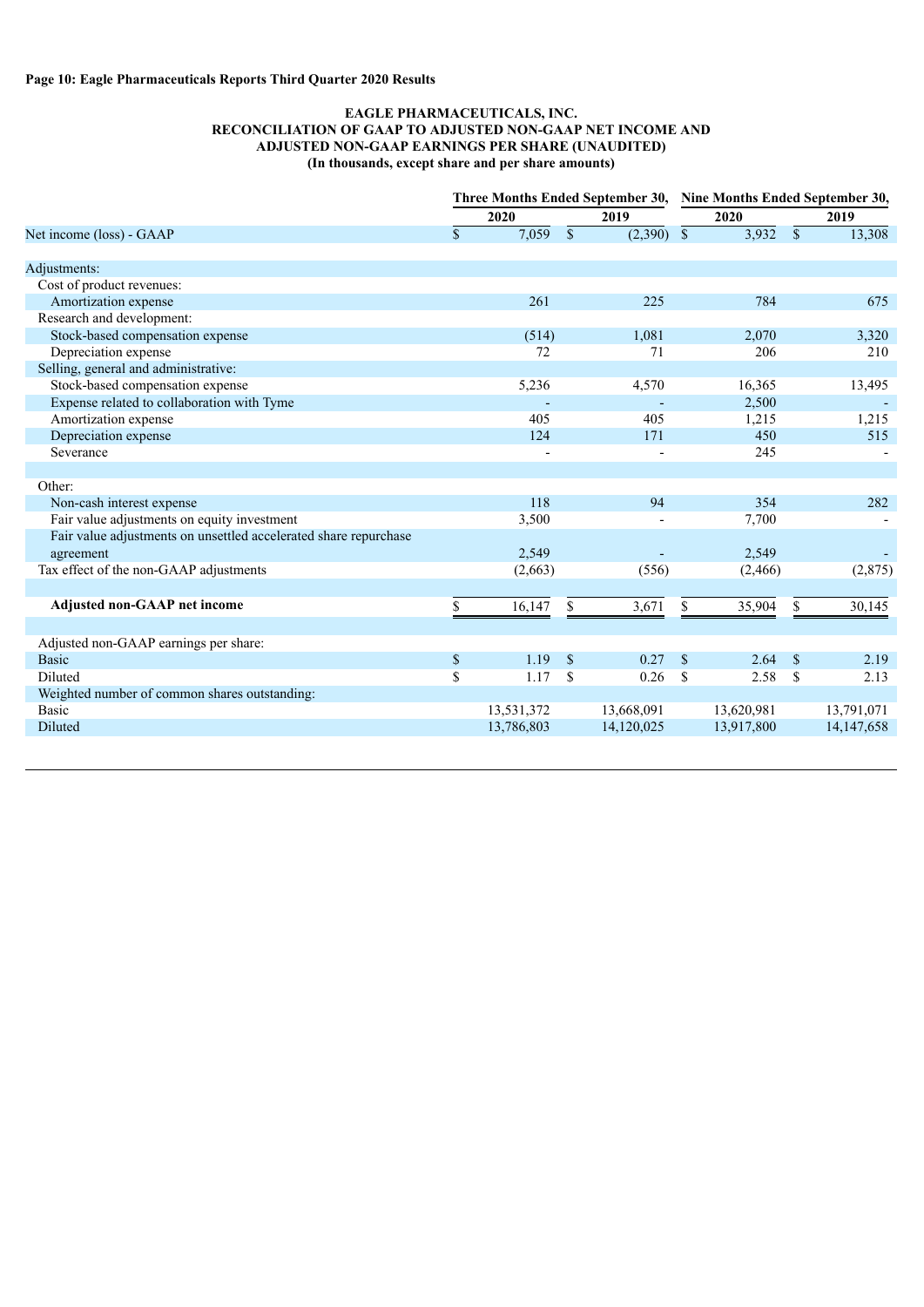**Page 10: Eagle Pharmaceuticals Reports Third Quarter 2020 Results**

**EAGLE PHARMACEUTICALS, INC.**
**RECONCILIATION OF GAAP TO ADJUSTED NON-GAAP NET INCOME AND ADJUSTED NON-GAAP EARNINGS PER SHARE (UNAUDITED)**
**(In thousands, except share and per share amounts)**

| | Three Months Ended September 30, | | Nine Months Ended September 30, | |
|---|---|---|---|---|
| | 2020 | 2019 | 2020 | 2019 |
| Net income (loss) - GAAP | $ 7,059 | $ (2,390) | $ 3,932 | $ 13,308 |
| | | | | |
| Adjustments: | | | | |
| Cost of product revenues: | | | | |
| Amortization expense | 261 | 225 | 784 | 675 |
| Research and development: | | | | |
| Stock-based compensation expense | (514) | 1,081 | 2,070 | 3,320 |
| Depreciation expense | 72 | 71 | 206 | 210 |
| Selling, general and administrative: | | | | |
| Stock-based compensation expense | 5,236 | 4,570 | 16,365 | 13,495 |
| Expense related to collaboration with Tyme | - | - | 2,500 | - |
| Amortization expense | 405 | 405 | 1,215 | 1,215 |
| Depreciation expense | 124 | 171 | 450 | 515 |
| Severance | - | - | 245 | - |
| | | | | |
| Other: | | | | |
| Non-cash interest expense | 118 | 94 | 354 | 282 |
| Fair value adjustments on equity investment | 3,500 | - | 7,700 | - |
| Fair value adjustments on unsettled accelerated share repurchase agreement | 2,549 | - | 2,549 | - |
| Tax effect of the non-GAAP adjustments | (2,663) | (556) | (2,466) | (2,875) |
| | | | | |
| **Adjusted non-GAAP net income** | $ 16,147 | $ 3,671 | $ 35,904 | $ 30,145 |
| | | | | |
| Adjusted non-GAAP earnings per share: | | | | |
| Basic | $ 1.19 | $ 0.27 | $ 2.64 | $ 2.19 |
| Diluted | $ 1.17 | $ 0.26 | $ 2.58 | $ 2.13 |
| Weighted number of common shares outstanding: | | | | |
| Basic | 13,531,372 | 13,668,091 | 13,620,981 | 13,791,071 |
| Diluted | 13,786,803 | 14,120,025 | 13,917,800 | 14,147,658 |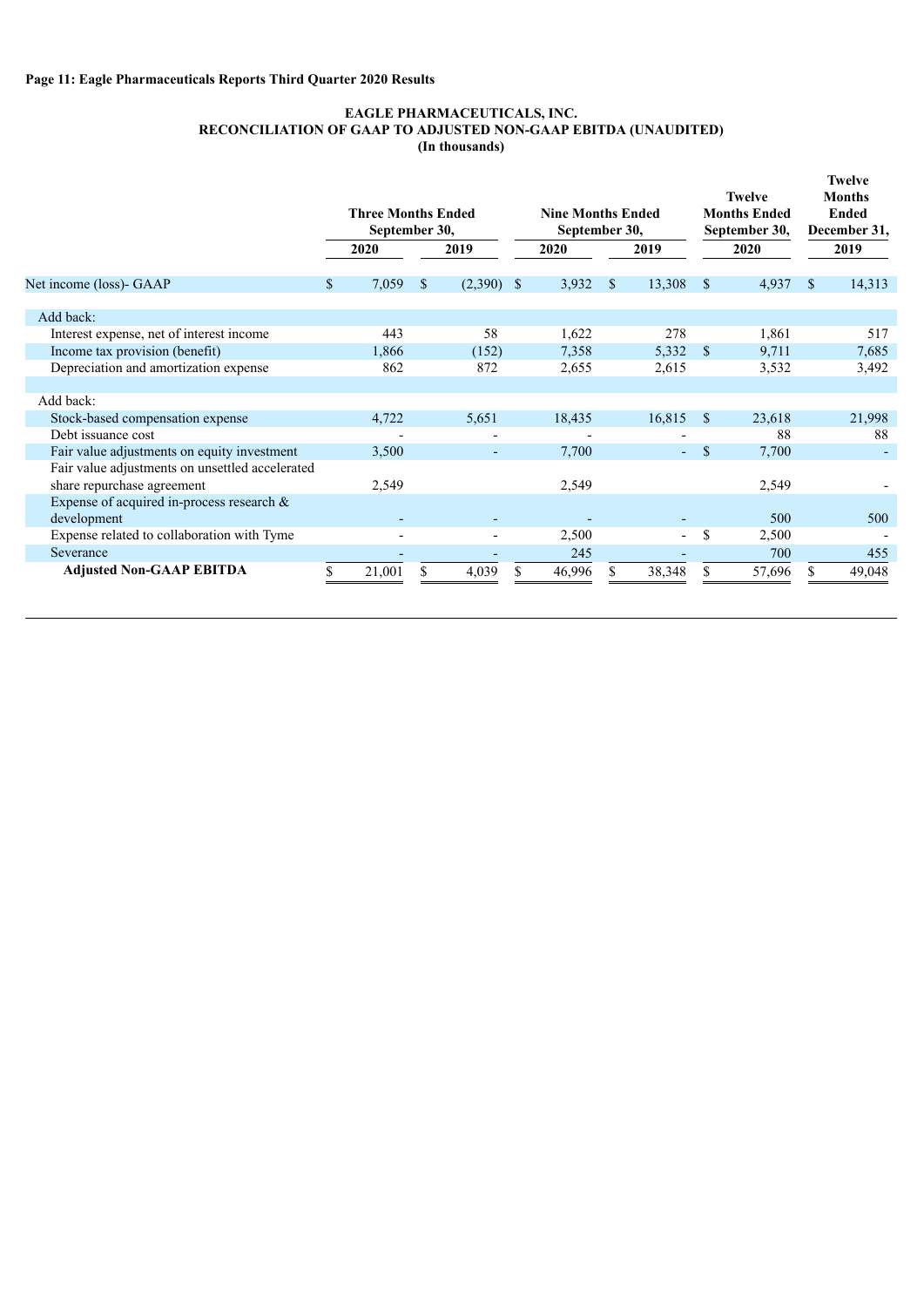**Page 11: Eagle Pharmaceuticals Reports Third Quarter 2020 Results**

**EAGLE PHARMACEUTICALS, INC.**
**RECONCILIATION OF GAAP TO ADJUSTED NON-GAAP EBITDA (UNAUDITED)**
**(In thousands)**

| | Three Months Ended September 30, | | Nine Months Ended September 30, | | Twelve Months Ended September 30, | Twelve Months Ended December 31, |
|---|---|---|---|---|---|---|
| | 2020 | 2019 | 2020 | 2019 | 2020 | 2019 |
| Net income (loss)- GAAP | $ 7,059 | $ (2,390) | $ 3,932 | $ 13,308 | $ 4,937 | $ 14,313 |
| Add back: | | | | | | |
| Interest expense, net of interest income | 443 | 58 | 1,622 | 278 | 1,861 | 517 |
| Income tax provision (benefit) | 1,866 | (152) | 7,358 | 5,332 | $ 9,711 | 7,685 |
| Depreciation and amortization expense | 862 | 872 | 2,655 | 2,615 | 3,532 | 3,492 |
| Add back: | | | | | | |
| Stock-based compensation expense | 4,722 | 5,651 | 18,435 | 16,815 | $ 23,618 | 21,998 |
| Debt issuance cost | - | - | - | - | 88 | 88 |
| Fair value adjustments on equity investment | 3,500 | - | 7,700 | - | $ 7,700 | - |
| Fair value adjustments on unsettled accelerated share repurchase agreement | 2,549 | | 2,549 | | 2,549 | - |
| Expense of acquired in-process research & development | - | - | - | - | 500 | 500 |
| Expense related to collaboration with Tyme | - | - | 2,500 | - | $ 2,500 | - |
| Severance | - | - | 245 | - | 700 | 455 |
| **Adjusted Non-GAAP EBITDA** | $ 21,001 | $ 4,039 | $ 46,996 | $ 38,348 | $ 57,696 | $ 49,048 |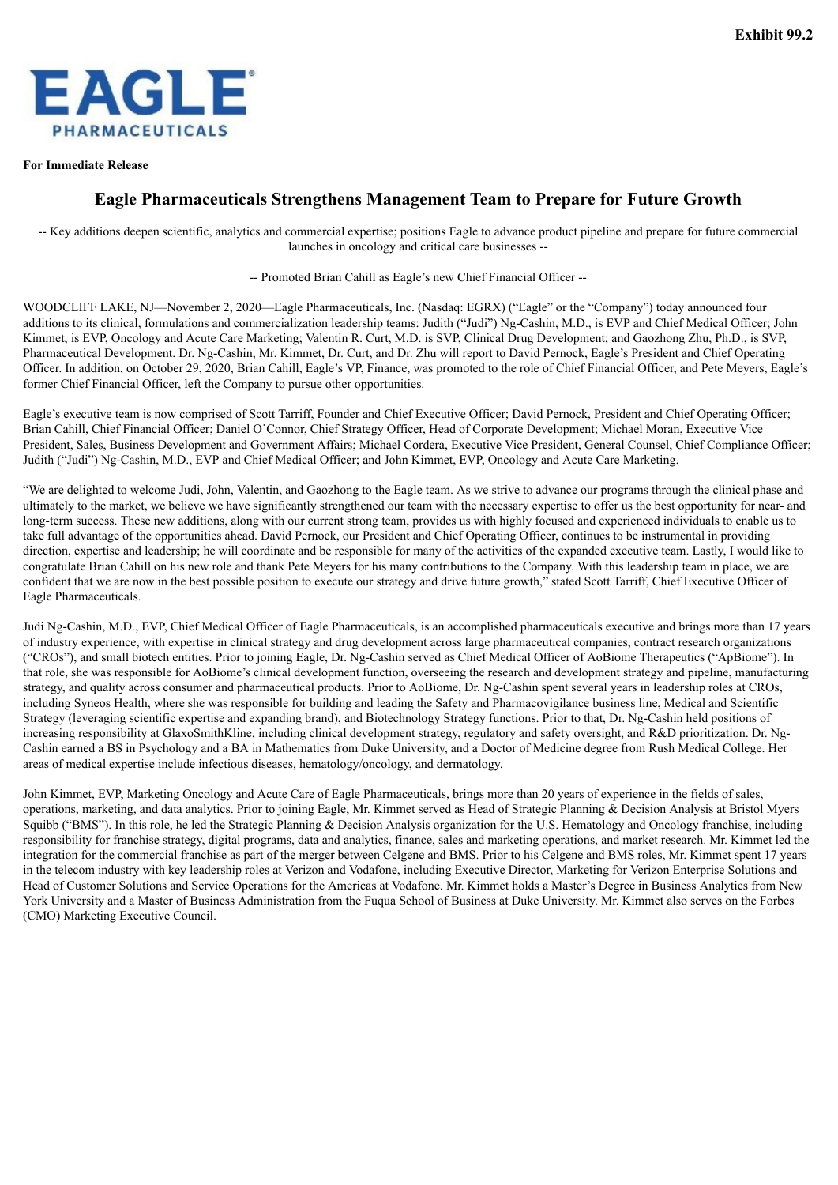**Exhibit 99.2**

**EAGLE PHARMACEUTICALS**

**For Immediate Release**

## Eagle Pharmaceuticals Strengthens Management Team to Prepare for Future Growth

-- Key additions deepen scientific, analytics and commercial expertise; positions Eagle to advance product pipeline and prepare for future commercial launches in oncology and critical care businesses --

-- Promoted Brian Cahill as Eagle's new Chief Financial Officer --

WOODCLIFF LAKE, NJ—November 2, 2020—Eagle Pharmaceuticals, Inc. (Nasdaq: EGRX) ("Eagle" or the "Company") today announced four additions to its clinical, formulations and commercialization leadership teams: Judith ("Judi") Ng-Cashin, M.D., is EVP and Chief Medical Officer; John Kimmet, is EVP, Oncology and Acute Care Marketing; Valentin R. Curt, M.D. is SVP, Clinical Drug Development; and Gaozhong Zhu, Ph.D., is SVP, Pharmaceutical Development. Dr. Ng-Cashin, Mr. Kimmet, Dr. Curt, and Dr. Zhu will report to David Pernock, Eagle's President and Chief Operating Officer. In addition, on October 29, 2020, Brian Cahill, Eagle's VP, Finance, was promoted to the role of Chief Financial Officer, and Pete Meyers, Eagle's former Chief Financial Officer, left the Company to pursue other opportunities.

Eagle's executive team is now comprised of Scott Tarriff, Founder and Chief Executive Officer; David Pernock, President and Chief Operating Officer; Brian Cahill, Chief Financial Officer; Daniel O'Connor, Chief Strategy Officer, Head of Corporate Development; Michael Moran, Executive Vice President, Sales, Business Development and Government Affairs; Michael Cordera, Executive Vice President, General Counsel, Chief Compliance Officer; Judith ("Judi") Ng-Cashin, M.D., EVP and Chief Medical Officer; and John Kimmet, EVP, Oncology and Acute Care Marketing.

"We are delighted to welcome Judi, John, Valentin, and Gaozhong to the Eagle team. As we strive to advance our programs through the clinical phase and ultimately to the market, we believe we have significantly strengthened our team with the necessary expertise to offer us the best opportunity for near- and long-term success. These new additions, along with our current strong team, provides us with highly focused and experienced individuals to enable us to take full advantage of the opportunities ahead. David Pernock, our President and Chief Operating Officer, continues to be instrumental in providing direction, expertise and leadership; he will coordinate and be responsible for many of the activities of the expanded executive team. Lastly, I would like to congratulate Brian Cahill on his new role and thank Pete Meyers for his many contributions to the Company. With this leadership team in place, we are confident that we are now in the best possible position to execute our strategy and drive future growth," stated Scott Tarriff, Chief Executive Officer of Eagle Pharmaceuticals.

Judi Ng-Cashin, M.D., EVP, Chief Medical Officer of Eagle Pharmaceuticals, is an accomplished pharmaceuticals executive and brings more than 17 years of industry experience, with expertise in clinical strategy and drug development across large pharmaceutical companies, contract research organizations ("CROs"), and small biotech entities. Prior to joining Eagle, Dr. Ng-Cashin served as Chief Medical Officer of AoBiome Therapeutics ("ApBiome"). In that role, she was responsible for AoBiome's clinical development function, overseeing the research and development strategy and pipeline, manufacturing strategy, and quality across consumer and pharmaceutical products. Prior to AoBiome, Dr. Ng-Cashin spent several years in leadership roles at CROs, including Syneos Health, where she was responsible for building and leading the Safety and Pharmacovigilance business line, Medical and Scientific Strategy (leveraging scientific expertise and expanding brand), and Biotechnology Strategy functions. Prior to that, Dr. Ng-Cashin held positions of increasing responsibility at GlaxoSmithKline, including clinical development strategy, regulatory and safety oversight, and R&D prioritization. Dr. Ng-Cashin earned a BS in Psychology and a BA in Mathematics from Duke University, and a Doctor of Medicine degree from Rush Medical College. Her areas of medical expertise include infectious diseases, hematology/oncology, and dermatology.

John Kimmet, EVP, Marketing Oncology and Acute Care of Eagle Pharmaceuticals, brings more than 20 years of experience in the fields of sales, operations, marketing, and data analytics. Prior to joining Eagle, Mr. Kimmet served as Head of Strategic Planning & Decision Analysis at Bristol Myers Squibb ("BMS"). In this role, he led the Strategic Planning & Decision Analysis organization for the U.S. Hematology and Oncology franchise, including responsibility for franchise strategy, digital programs, data and analytics, finance, sales and marketing operations, and market research. Mr. Kimmet led the integration for the commercial franchise as part of the merger between Celgene and BMS. Prior to his Celgene and BMS roles, Mr. Kimmet spent 17 years in the telecom industry with key leadership roles at Verizon and Vodafone, including Executive Director, Marketing for Verizon Enterprise Solutions and Head of Customer Solutions and Service Operations for the Americas at Vodafone. Mr. Kimmet holds a Master's Degree in Business Analytics from New York University and a Master of Business Administration from the Fuqua School of Business at Duke University. Mr. Kimmet also serves on the Forbes (CMO) Marketing Executive Council.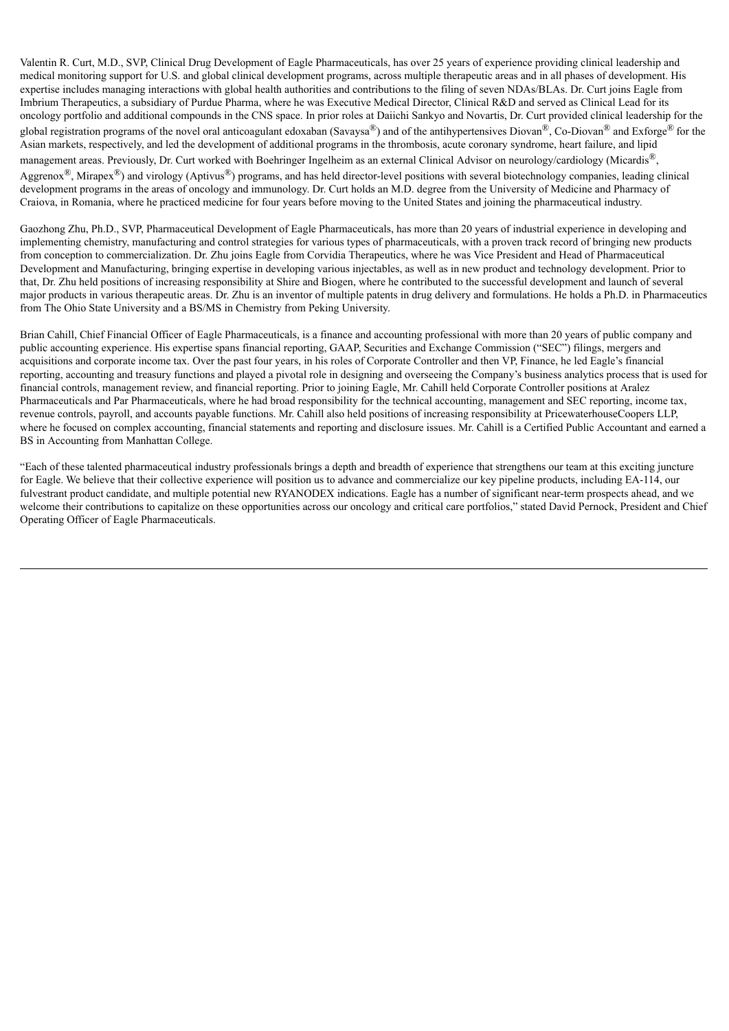Valentin R. Curt, M.D., SVP, Clinical Drug Development of Eagle Pharmaceuticals, has over 25 years of experience providing clinical leadership and medical monitoring support for U.S. and global clinical development programs, across multiple therapeutic areas and in all phases of development. His expertise includes managing interactions with global health authorities and contributions to the filing of seven NDAs/BLAs. Dr. Curt joins Eagle from Imbrium Therapeutics, a subsidiary of Purdue Pharma, where he was Executive Medical Director, Clinical R&D and served as Clinical Lead for its oncology portfolio and additional compounds in the CNS space. In prior roles at Daiichi Sankyo and Novartis, Dr. Curt provided clinical leadership for the global registration programs of the novel oral anticoagulant edoxaban (Savaysa®) and of the antihypertensives Diovan®, Co-Diovan® and Exforge® for the Asian markets, respectively, and led the development of additional programs in the thrombosis, acute coronary syndrome, heart failure, and lipid management areas. Previously, Dr. Curt worked with Boehringer Ingelheim as an external Clinical Advisor on neurology/cardiology (Micardis®, Aggrenox®, Mirapex®) and virology (Aptivus®) programs, and has held director-level positions with several biotechnology companies, leading clinical development programs in the areas of oncology and immunology. Dr. Curt holds an M.D. degree from the University of Medicine and Pharmacy of Craiova, in Romania, where he practiced medicine for four years before moving to the United States and joining the pharmaceutical industry.

Gaozhong Zhu, Ph.D., SVP, Pharmaceutical Development of Eagle Pharmaceuticals, has more than 20 years of industrial experience in developing and implementing chemistry, manufacturing and control strategies for various types of pharmaceuticals, with a proven track record of bringing new products from conception to commercialization. Dr. Zhu joins Eagle from Corvidia Therapeutics, where he was Vice President and Head of Pharmaceutical Development and Manufacturing, bringing expertise in developing various injectables, as well as in new product and technology development. Prior to that, Dr. Zhu held positions of increasing responsibility at Shire and Biogen, where he contributed to the successful development and launch of several major products in various therapeutic areas. Dr. Zhu is an inventor of multiple patents in drug delivery and formulations. He holds a Ph.D. in Pharmaceutics from The Ohio State University and a BS/MS in Chemistry from Peking University.

Brian Cahill, Chief Financial Officer of Eagle Pharmaceuticals, is a finance and accounting professional with more than 20 years of public company and public accounting experience. His expertise spans financial reporting, GAAP, Securities and Exchange Commission ("SEC") filings, mergers and acquisitions and corporate income tax. Over the past four years, in his roles of Corporate Controller and then VP, Finance, he led Eagle's financial reporting, accounting and treasury functions and played a pivotal role in designing and overseeing the Company's business analytics process that is used for financial controls, management review, and financial reporting. Prior to joining Eagle, Mr. Cahill held Corporate Controller positions at Aralez Pharmaceuticals and Par Pharmaceuticals, where he had broad responsibility for the technical accounting, management and SEC reporting, income tax, revenue controls, payroll, and accounts payable functions. Mr. Cahill also held positions of increasing responsibility at PricewaterhouseCoopers LLP, where he focused on complex accounting, financial statements and reporting and disclosure issues. Mr. Cahill is a Certified Public Accountant and earned a BS in Accounting from Manhattan College.

"Each of these talented pharmaceutical industry professionals brings a depth and breadth of experience that strengthens our team at this exciting juncture for Eagle. We believe that their collective experience will position us to advance and commercialize our key pipeline products, including EA-114, our fulvestrant product candidate, and multiple potential new RYANODEX indications. Eagle has a number of significant near-term prospects ahead, and we welcome their contributions to capitalize on these opportunities across our oncology and critical care portfolios," stated David Pernock, President and Chief Operating Officer of Eagle Pharmaceuticals.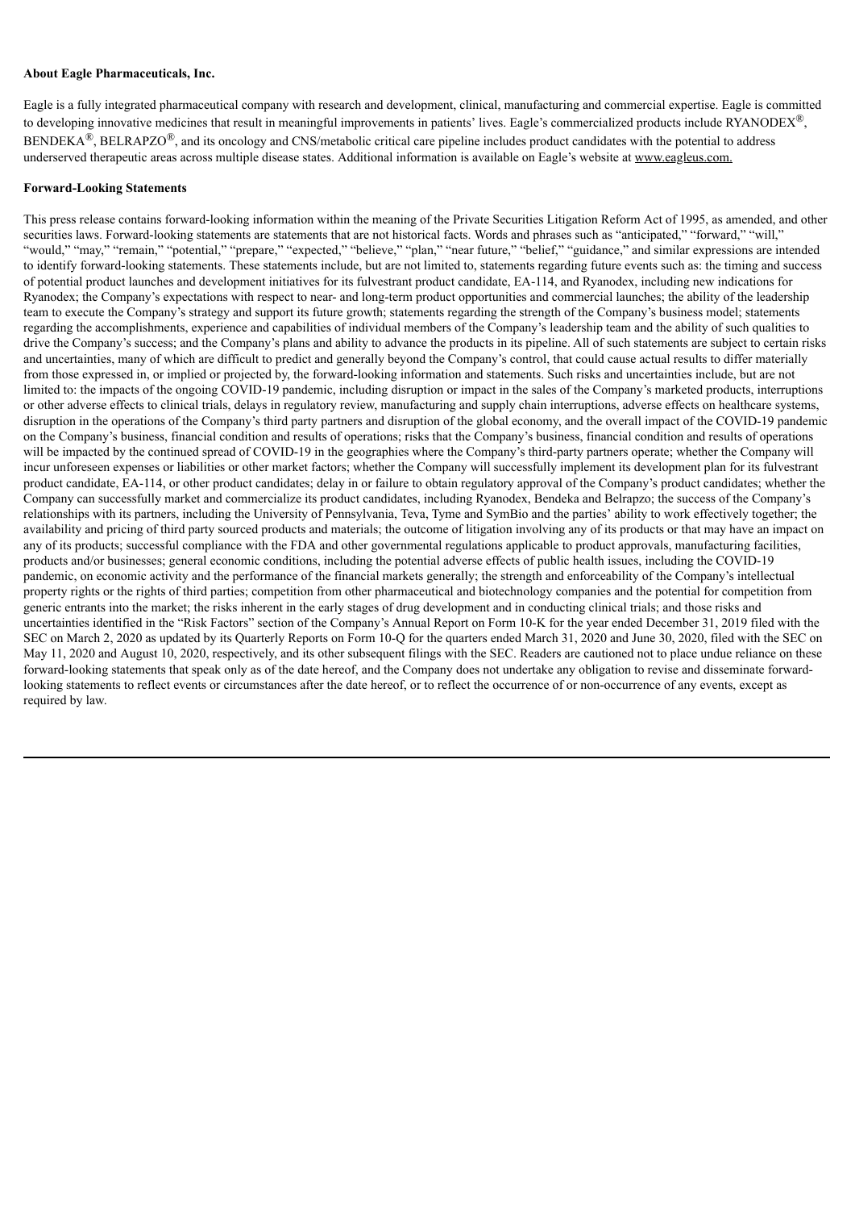**About Eagle Pharmaceuticals, Inc.**

Eagle is a fully integrated pharmaceutical company with research and development, clinical, manufacturing and commercial expertise. Eagle is committed to developing innovative medicines that result in meaningful improvements in patients' lives. Eagle's commercialized products include RYANODEX®, BENDEKA®, BELRAPZO®, and its oncology and CNS/metabolic critical care pipeline includes product candidates with the potential to address underserved therapeutic areas across multiple disease states. Additional information is available on Eagle's website at www.eagleus.com.

**Forward-Looking Statements**

This press release contains forward-looking information within the meaning of the Private Securities Litigation Reform Act of 1995, as amended, and other securities laws. Forward-looking statements are statements that are not historical facts. Words and phrases such as "anticipated," "forward," "will," "would," "may," "remain," "potential," "prepare," "expected," "believe," "plan," "near future," "belief," "guidance," and similar expressions are intended to identify forward-looking statements. These statements include, but are not limited to, statements regarding future events such as: the timing and success of potential product launches and development initiatives for its fulvestrant product candidate, EA-114, and Ryanodex, including new indications for Ryanodex; the Company's expectations with respect to near- and long-term product opportunities and commercial launches; the ability of the leadership team to execute the Company's strategy and support its future growth; statements regarding the strength of the Company's business model; statements regarding the accomplishments, experience and capabilities of individual members of the Company's leadership team and the ability of such qualities to drive the Company's success; and the Company's plans and ability to advance the products in its pipeline. All of such statements are subject to certain risks and uncertainties, many of which are difficult to predict and generally beyond the Company's control, that could cause actual results to differ materially from those expressed in, or implied or projected by, the forward-looking information and statements. Such risks and uncertainties include, but are not limited to: the impacts of the ongoing COVID-19 pandemic, including disruption or impact in the sales of the Company's marketed products, interruptions or other adverse effects to clinical trials, delays in regulatory review, manufacturing and supply chain interruptions, adverse effects on healthcare systems, disruption in the operations of the Company's third party partners and disruption of the global economy, and the overall impact of the COVID-19 pandemic on the Company's business, financial condition and results of operations; risks that the Company's business, financial condition and results of operations will be impacted by the continued spread of COVID-19 in the geographies where the Company's third-party partners operate; whether the Company will incur unforeseen expenses or liabilities or other market factors; whether the Company will successfully implement its development plan for its fulvestrant product candidate, EA-114, or other product candidates; delay in or failure to obtain regulatory approval of the Company's product candidates; whether the Company can successfully market and commercialize its product candidates, including Ryanodex, Bendeka and Belrapzo; the success of the Company's relationships with its partners, including the University of Pennsylvania, Teva, Tyme and SymBio and the parties' ability to work effectively together; the availability and pricing of third party sourced products and materials; the outcome of litigation involving any of its products or that may have an impact on any of its products; successful compliance with the FDA and other governmental regulations applicable to product approvals, manufacturing facilities, products and/or businesses; general economic conditions, including the potential adverse effects of public health issues, including the COVID-19 pandemic, on economic activity and the performance of the financial markets generally; the strength and enforceability of the Company's intellectual property rights or the rights of third parties; competition from other pharmaceutical and biotechnology companies and the potential for competition from generic entrants into the market; the risks inherent in the early stages of drug development and in conducting clinical trials; and those risks and uncertainties identified in the "Risk Factors" section of the Company's Annual Report on Form 10-K for the year ended December 31, 2019 filed with the SEC on March 2, 2020 as updated by its Quarterly Reports on Form 10-Q for the quarters ended March 31, 2020 and June 30, 2020, filed with the SEC on May 11, 2020 and August 10, 2020, respectively, and its other subsequent filings with the SEC. Readers are cautioned not to place undue reliance on these forward-looking statements that speak only as of the date hereof, and the Company does not undertake any obligation to revise and disseminate forward-looking statements to reflect events or circumstances after the date hereof, or to reflect the occurrence of or non-occurrence of any events, except as required by law.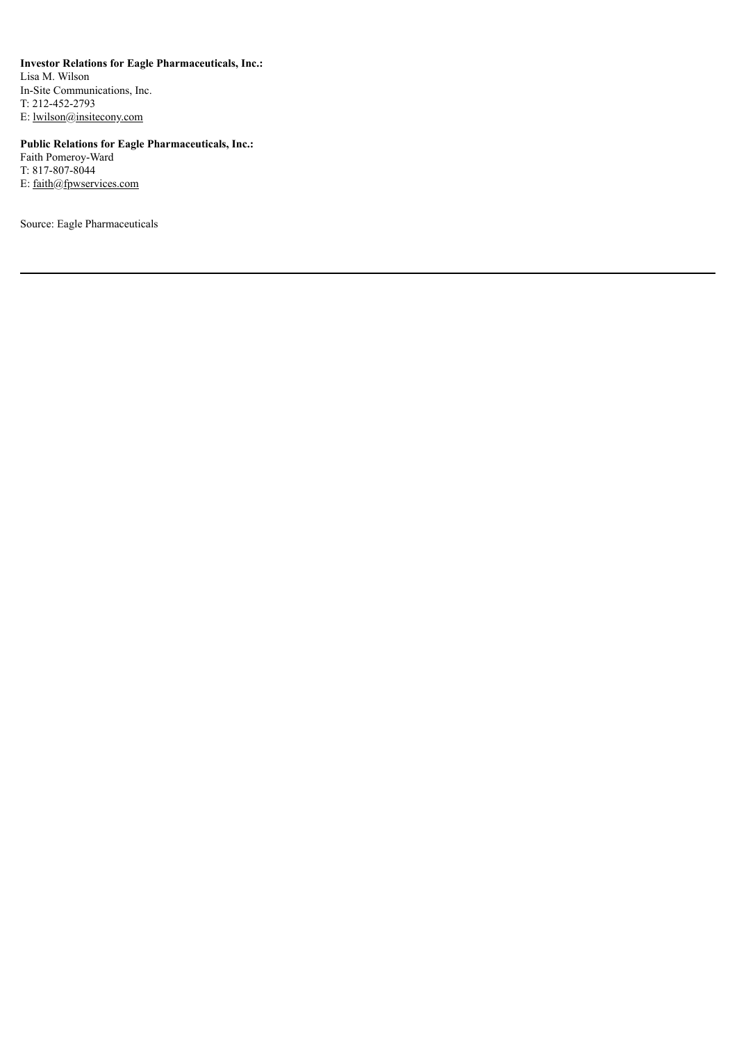**Investor Relations for Eagle Pharmaceuticals, Inc.:**
Lisa M. Wilson
In-Site Communications, Inc.
T: 212-452-2793
E: lwilson@insitecony.com

**Public Relations for Eagle Pharmaceuticals, Inc.:**
Faith Pomeroy-Ward
T: 817-807-8044
E: faith@fpwservices.com

Source: Eagle Pharmaceuticals